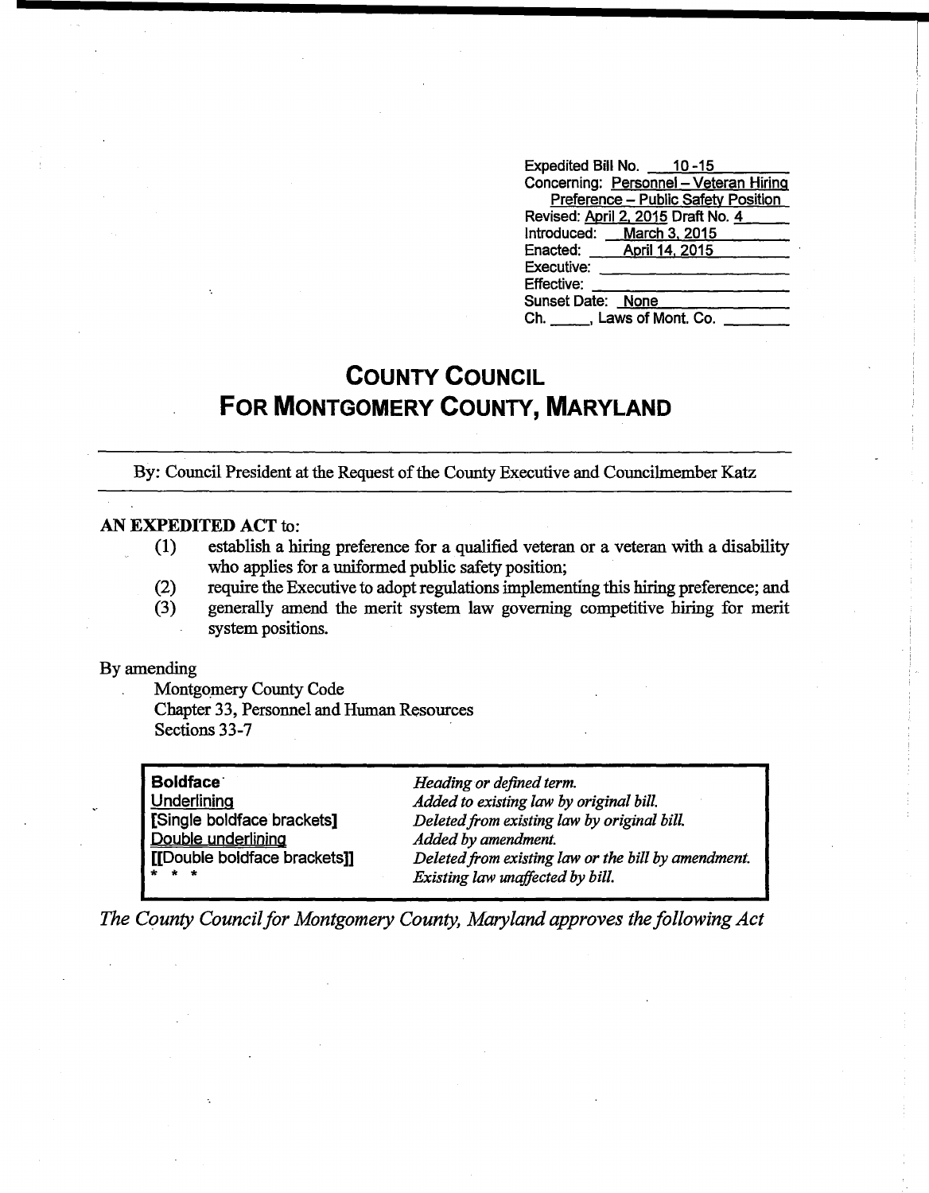Expedited Bill No. 10-15
Concerning: Personnel – Veteran Hiring Preference – Public Safety Position
Revised: April 2, 2015 Draft No. 4
Introduced: March 3, 2015
Enacted: April 14, 2015
Executive: 
Effective: 
Sunset Date: None
Ch. \_\_\_\_\_, Laws of Mont. Co. \_\_\_\_\_\_\_\_

# COUNTY COUNCIL
# FOR MONTGOMERY COUNTY, MARYLAND

By: Council President at the Request of the County Executive and Councilmember Katz

**AN EXPEDITED ACT** to:

(1) establish a hiring preference for a qualified veteran or a veteran with a disability who applies for a uniformed public safety position;

(2) require the Executive to adopt regulations implementing this hiring preference; and

(3) generally amend the merit system law governing competitive hiring for merit system positions.

By amending

Montgomery County Code
Chapter 33, Personnel and Human Resources
Sections 33-7

| | |
|---|---|
| **Boldface** | *Heading or defined term.* |
| Underlining | *Added to existing law by original bill.* |
| **[Single boldface brackets]** | *Deleted from existing law by original bill.* |
| Double underlining | *Added by amendment.* |
| **[[Double boldface brackets]]** | *Deleted from existing law or the bill by amendment.* |
| * * * | *Existing law unaffected by bill.* |

*The County Council for Montgomery County, Maryland approves the following Act*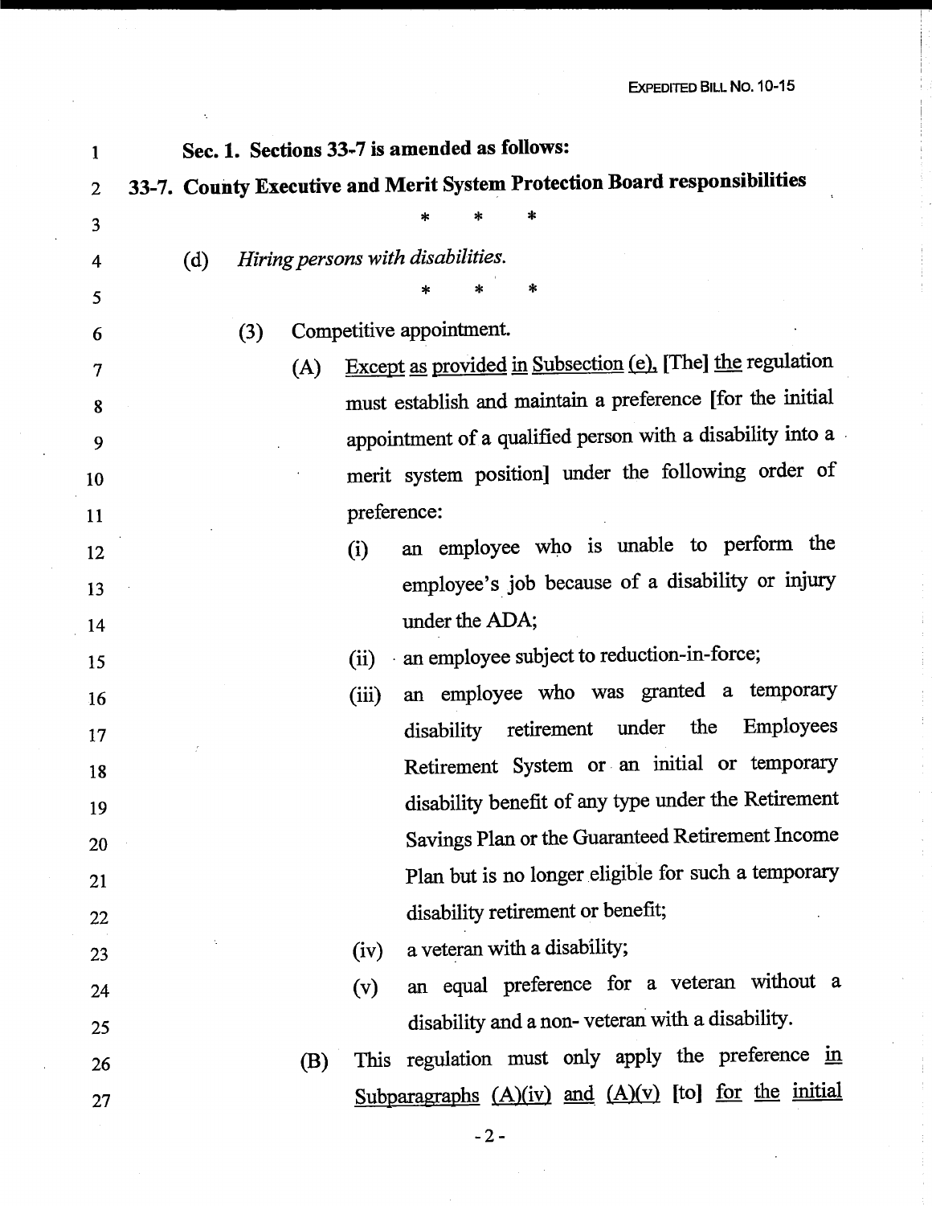**Sec. 1. Sections 33-7 is amended as follows:**

**33-7. County Executive and Merit System Protection Board responsibilities**

\* \* \*

(d) *Hiring persons with disabilities.*

\* \* \*

(3) Competitive appointment.

(A) <u>Except as provided in Subsection (e),</u> [The] <u>the</u> regulation must establish and maintain a preference [for the initial appointment of a qualified person with a disability into a merit system position] under the following order of preference:

(i) an employee who is unable to perform the employee's job because of a disability or injury under the ADA;

(ii) an employee subject to reduction-in-force;

(iii) an employee who was granted a temporary disability retirement under the Employees Retirement System or an initial or temporary disability benefit of any type under the Retirement Savings Plan or the Guaranteed Retirement Income Plan but is no longer eligible for such a temporary disability retirement or benefit;

(iv) a veteran with a disability;

(v) an equal preference for a veteran without a disability and a non- veteran with a disability.

(B) This regulation must only apply the preference <u>in Subparagraphs (A)(iv) and (A)(v)</u> [to] <u>for the initial</u>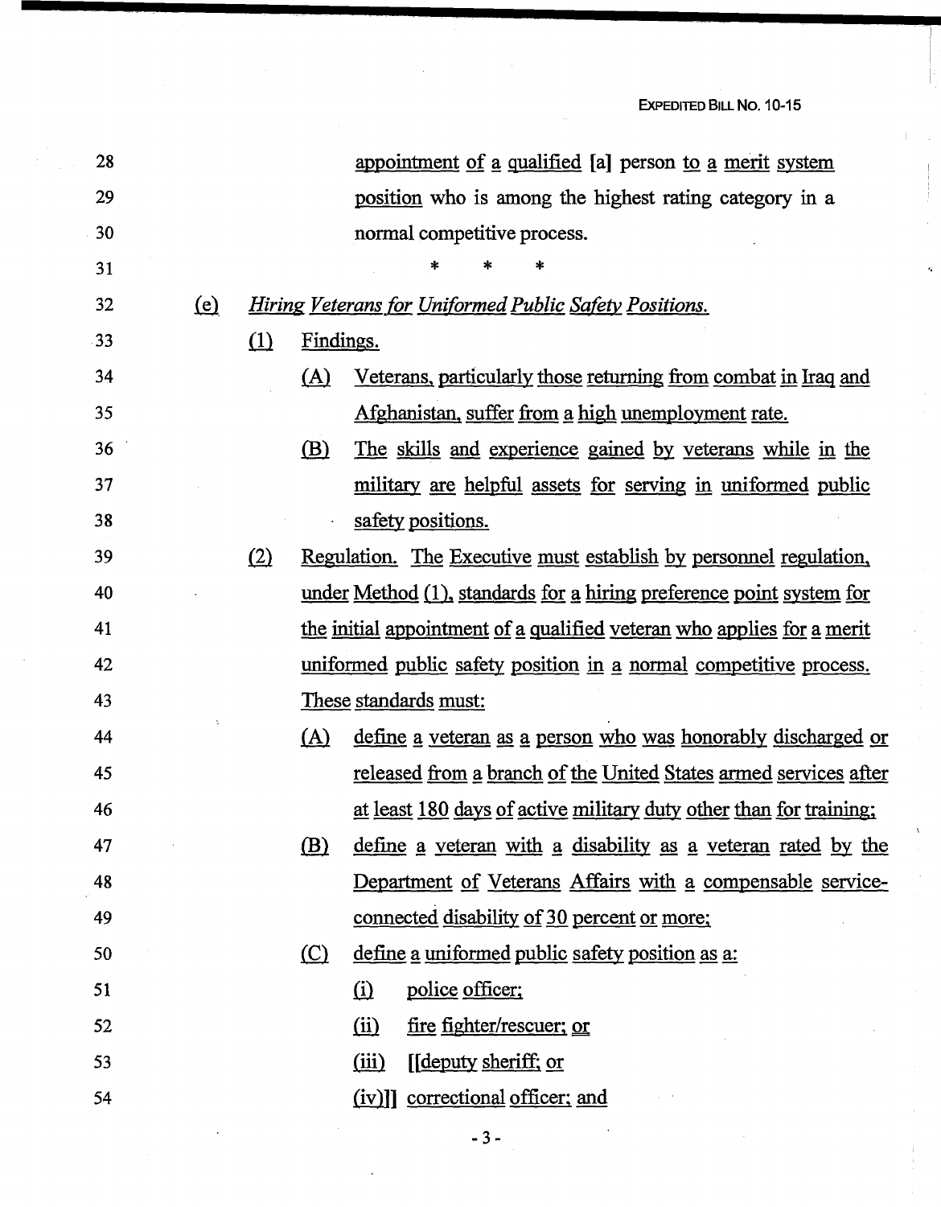appointment of a qualified [a] person to a merit system position who is among the highest rating category in a normal competitive process.

\* \* \*

(e) *Hiring Veterans for Uniformed Public Safety Positions.*

(1) Findings.

(A) Veterans, particularly those returning from combat in Iraq and Afghanistan, suffer from a high unemployment rate.

(B) The skills and experience gained by veterans while in the military are helpful assets for serving in uniformed public safety positions.

(2) Regulation. The Executive must establish by personnel regulation, under Method (1), standards for a hiring preference point system for the initial appointment of a qualified veteran who applies for a merit uniformed public safety position in a normal competitive process. These standards must:

(A) define a veteran as a person who was honorably discharged or released from a branch of the United States armed services after at least 180 days of active military duty other than for training;

(B) define a veteran with a disability as a veteran rated by the Department of Veterans Affairs with a compensable service-connected disability of 30 percent or more;

(C) define a uniformed public safety position as a:

(i) police officer;

(ii) fire fighter/rescuer; or

(iii) [[deputy sheriff; or

(iv)]] correctional officer; and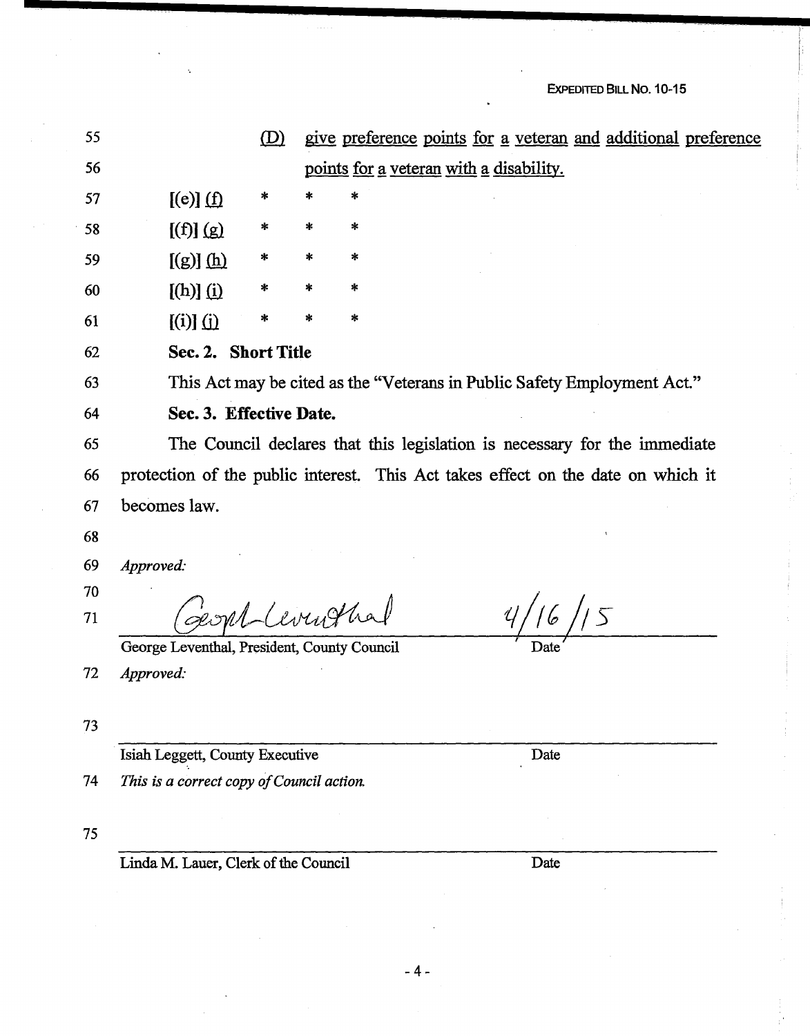55 (D) give preference points for a veteran and additional preference
56 points for a veteran with a disability.
57 [(e)] (f) * * *
58 [(f)] (g) * * *
59 [(g)] (h) * * *
60 [(h)] (i) * * *
61 [(i)] (j) * * *

62 **Sec. 2. Short Title**

63 This Act may be cited as the "Veterans in Public Safety Employment Act."

64 **Sec. 3. Effective Date.**

65 The Council declares that this legislation is necessary for the immediate
66 protection of the public interest. This Act takes effect on the date on which it
67 becomes law.

68

69 *Approved:*

70

71 George Leventhal 4/16/15

George Leventhal, President, County Council Date

72 *Approved:*

73

Isiah Leggett, County Executive Date

74 *This is a correct copy of Council action.*

75

Linda M. Lauer, Clerk of the Council Date